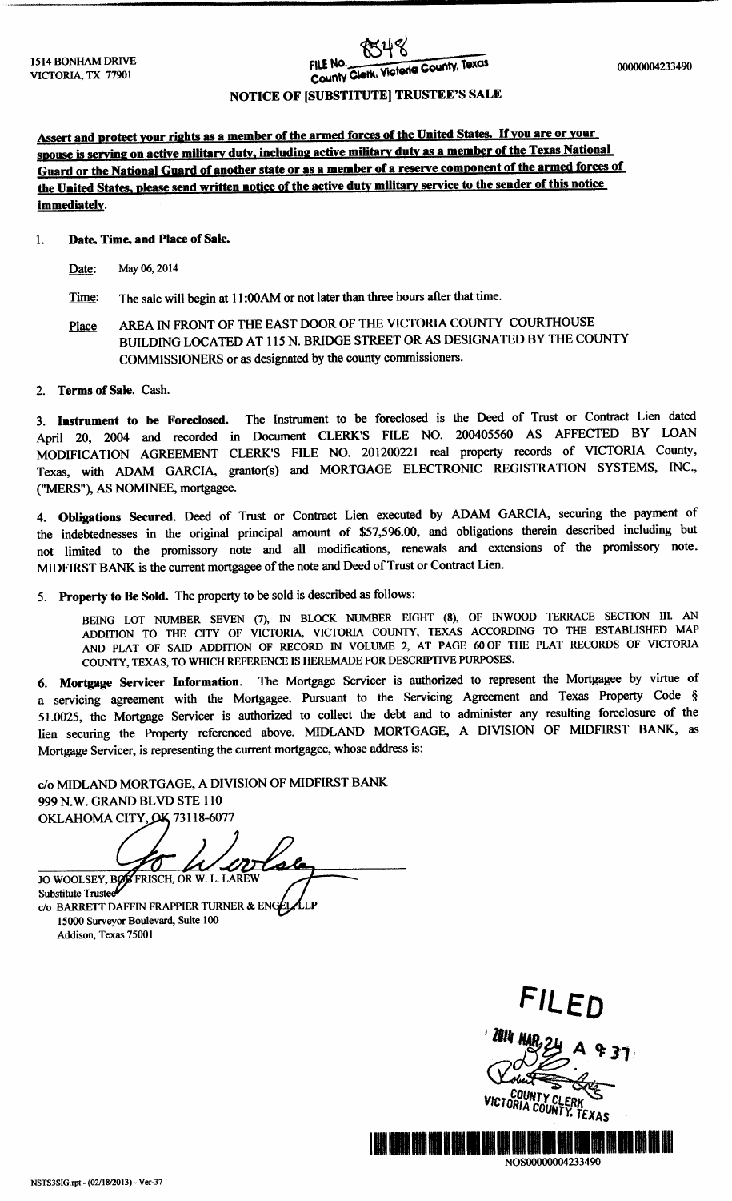1514 BONHAM DRIVE
VICTORIA, TX 77901

FILE No. 8548
County Clerk, Victoria County, Texas

00000004233490

# NOTICE OF [SUBSTITUTE] TRUSTEE'S SALE

**Assert and protect your rights as a member of the armed forces of the United States. If you are or your spouse is serving on active military duty, including active military duty as a member of the Texas National Guard or the National Guard of another state or as a member of a reserve component of the armed forces of the United States, please send written notice of the active duty military service to the sender of this notice immediately.**

1. **Date, Time, and Place of Sale.**

   Date: May 06, 2014

   Time: The sale will begin at 11:00AM or not later than three hours after that time.

   Place: AREA IN FRONT OF THE EAST DOOR OF THE VICTORIA COUNTY COURTHOUSE BUILDING LOCATED AT 115 N. BRIDGE STREET OR AS DESIGNATED BY THE COUNTY COMMISSIONERS or as designated by the county commissioners.

2. **Terms of Sale.** Cash.

3. **Instrument to be Foreclosed.** The Instrument to be foreclosed is the Deed of Trust or Contract Lien dated April 20, 2004 and recorded in Document CLERK'S FILE NO. 200405560 AS AFFECTED BY LOAN MODIFICATION AGREEMENT CLERK'S FILE NO. 201200221 real property records of VICTORIA County, Texas, with ADAM GARCIA, grantor(s) and MORTGAGE ELECTRONIC REGISTRATION SYSTEMS, INC., ("MERS"), AS NOMINEE, mortgagee.

4. **Obligations Secured.** Deed of Trust or Contract Lien executed by ADAM GARCIA, securing the payment of the indebtednesses in the original principal amount of $57,596.00, and obligations therein described including but not limited to the promissory note and all modifications, renewals and extensions of the promissory note. MIDFIRST BANK is the current mortgagee of the note and Deed of Trust or Contract Lien.

5. **Property to Be Sold.** The property to be sold is described as follows:

   BEING LOT NUMBER SEVEN (7), IN BLOCK NUMBER EIGHT (8), OF INWOOD TERRACE SECTION III. AN ADDITION TO THE CITY OF VICTORIA, VICTORIA COUNTY, TEXAS ACCORDING TO THE ESTABLISHED MAP AND PLAT OF SAID ADDITION OF RECORD IN VOLUME 2, AT PAGE 60 OF THE PLAT RECORDS OF VICTORIA COUNTY, TEXAS, TO WHICH REFERENCE IS HEREMADE FOR DESCRIPTIVE PURPOSES.

6. **Mortgage Servicer Information.** The Mortgage Servicer is authorized to represent the Mortgagee by virtue of a servicing agreement with the Mortgagee. Pursuant to the Servicing Agreement and Texas Property Code § 51.0025, the Mortgage Servicer is authorized to collect the debt and to administer any resulting foreclosure of the lien securing the Property referenced above. MIDLAND MORTGAGE, A DIVISION OF MIDFIRST BANK, as Mortgage Servicer, is representing the current mortgagee, whose address is:

c/o MIDLAND MORTGAGE, A DIVISION OF MIDFIRST BANK
999 N.W. GRAND BLVD STE 110
OKLAHOMA CITY, OK 73118-6077

JO WOOLSEY, BOB FRISCH, OR W. L. LAREW
Substitute Trustee
c/o BARRETT DAFFIN FRAPPIER TURNER & ENGEL, LLP
15000 Surveyor Boulevard, Suite 100
Addison, Texas 75001

FILED
2014 MAR 24 A 9:37
COUNTY CLERK
VICTORIA COUNTY, TEXAS

NOS00000004233490

NSTS3SIG.rpt - (02/18/2013) - Ver-37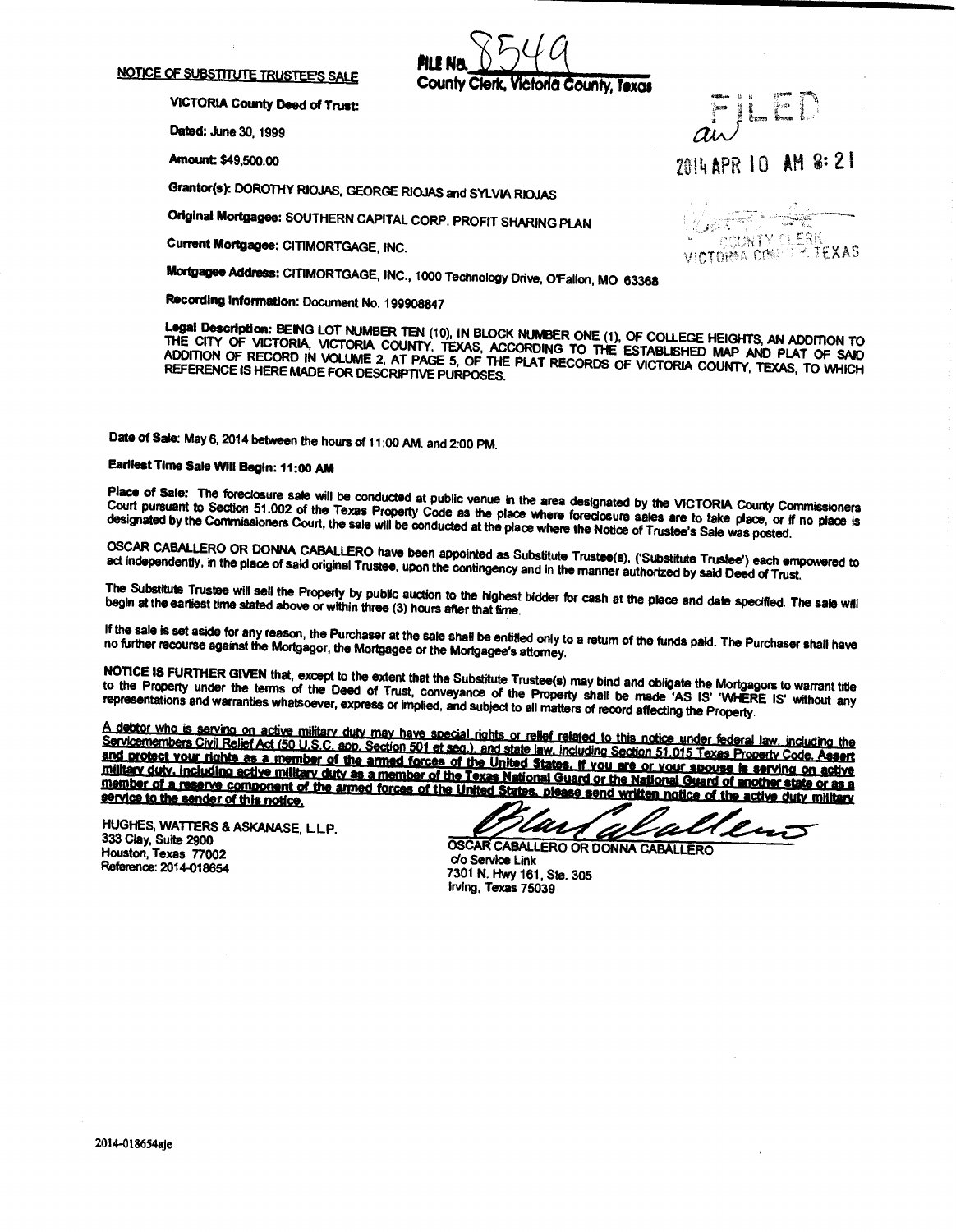NOTICE OF SUBSTITUTE TRUSTEE'S SALE

FILE No. 8549
County Clerk, Victoria County, Texas

FILED
aw
2014 APR 10 AM 8:21

COUNTY CLERK
VICTORIA COUNTY, TEXAS

**VICTORIA County Deed of Trust:**

**Dated:** June 30, 1999

**Amount:** $49,500.00

**Grantor(s):** DOROTHY RIOJAS, GEORGE RIOJAS and SYLVIA RIOJAS

**Original Mortgagee:** SOUTHERN CAPITAL CORP. PROFIT SHARING PLAN

**Current Mortgagee:** CITIMORTGAGE, INC.

**Mortgagee Address:** CITIMORTGAGE, INC., 1000 Technology Drive, O'Fallon, MO 63368

**Recording Information:** Document No. 199908847

**Legal Description:** BEING LOT NUMBER TEN (10), IN BLOCK NUMBER ONE (1), OF COLLEGE HEIGHTS, AN ADDITION TO THE CITY OF VICTORIA, VICTORIA COUNTY, TEXAS, ACCORDING TO THE ESTABLISHED MAP AND PLAT OF SAID ADDITION OF RECORD IN VOLUME 2, AT PAGE 5, OF THE PLAT RECORDS OF VICTORIA COUNTY, TEXAS, TO WHICH REFERENCE IS HERE MADE FOR DESCRIPTIVE PURPOSES.

**Date of Sale:** May 6, 2014 between the hours of 11:00 AM. and 2:00 PM.

**Earliest Time Sale Will Begin: 11:00 AM**

**Place of Sale:** The foreclosure sale will be conducted at public venue in the area designated by the VICTORIA County Commissioners Court pursuant to Section 51.002 of the Texas Property Code as the place where foreclosure sales are to take place, or if no place is designated by the Commissioners Court, the sale will be conducted at the place where the Notice of Trustee's Sale was posted.

OSCAR CABALLERO OR DONNA CABALLERO have been appointed as Substitute Trustee(s), ('Substitute Trustee') each empowered to act independently, in the place of said original Trustee, upon the contingency and in the manner authorized by said Deed of Trust.

The Substitute Trustee will sell the Property by public auction to the highest bidder for cash at the place and date specified. The sale will begin at the earliest time stated above or within three (3) hours after that time.

If the sale is set aside for any reason, the Purchaser at the sale shall be entitled only to a return of the funds paid. The Purchaser shall have no further recourse against the Mortgagor, the Mortgagee or the Mortgagee's attorney.

**NOTICE IS FURTHER GIVEN** that, except to the extent that the Substitute Trustee(s) may bind and obligate the Mortgagors to warrant title to the Property under the terms of the Deed of Trust, conveyance of the Property shall be made 'AS IS' 'WHERE IS' without any representations and warranties whatsoever, express or implied, and subject to all matters of record affecting the Property.

<u>A debtor who is serving on active military duty may have special rights or relief related to this notice under federal law, including the Servicemembers Civil Relief Act (50 U.S.C. app. Section 501 et seq.), and state law, including Section 51.015 Texas Property Code. **Assert and protect your rights as a member of the armed forces of the United States. If you are or your spouse is serving on active military duty, including active military duty as a member of the Texas National Guard or the National Guard of another state or as a member of a reserve component of the armed forces of the United States, please send written notice of the active duty military service to the sender of this notice.**</u>

HUGHES, WATTERS & ASKANASE, L.L.P.
333 Clay, Suite 2900
Houston, Texas 77002
Reference: 2014-018654

OSCAR CABALLERO OR DONNA CABALLERO
c/o Service Link
7301 N. Hwy 161, Ste. 305
Irving, Texas 75039

2014-018654aje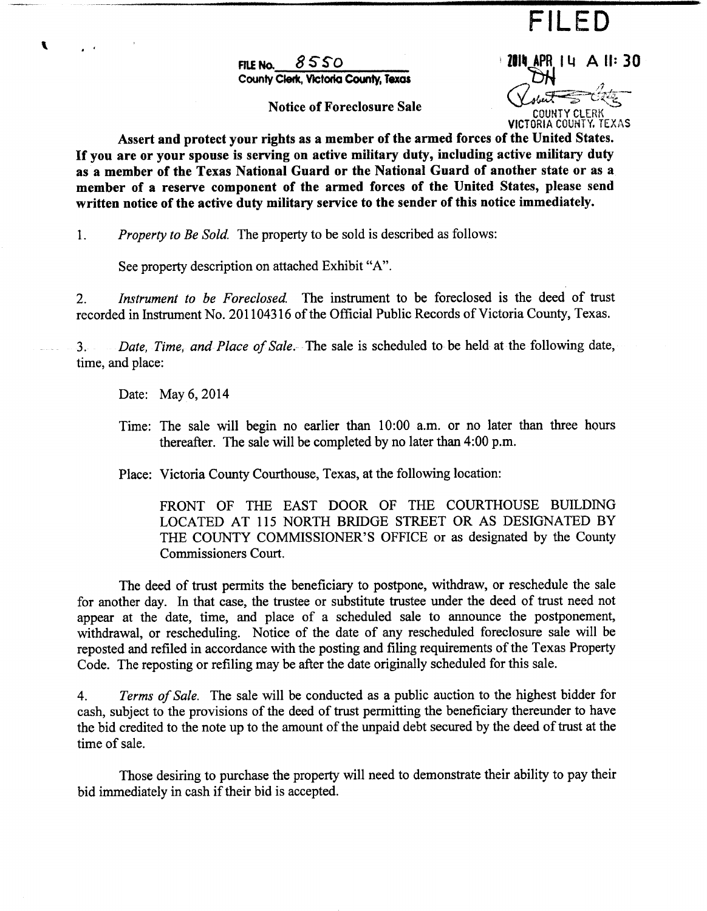# FILED

**FILE No.** 8550
**County Clerk, Victoria County, Texas**

2014 APR 14 A 11: 30
DH
COUNTY CLERK
VICTORIA COUNTY, TEXAS

**Notice of Foreclosure Sale**

**Assert and protect your rights as a member of the armed forces of the United States. If you are or your spouse is serving on active military duty, including active military duty as a member of the Texas National Guard or the National Guard of another state or as a member of a reserve component of the armed forces of the United States, please send written notice of the active duty military service to the sender of this notice immediately.**

1. *Property to Be Sold.* The property to be sold is described as follows:

   See property description on attached Exhibit "A".

2. *Instrument to be Foreclosed.* The instrument to be foreclosed is the deed of trust recorded in Instrument No. 201104316 of the Official Public Records of Victoria County, Texas.

3. *Date, Time, and Place of Sale.* The sale is scheduled to be held at the following date, time, and place:

   Date: May 6, 2014

   Time: The sale will begin no earlier than 10:00 a.m. or no later than three hours thereafter. The sale will be completed by no later than 4:00 p.m.

   Place: Victoria County Courthouse, Texas, at the following location:

   FRONT OF THE EAST DOOR OF THE COURTHOUSE BUILDING LOCATED AT 115 NORTH BRIDGE STREET OR AS DESIGNATED BY THE COUNTY COMMISSIONER'S OFFICE or as designated by the County Commissioners Court.

The deed of trust permits the beneficiary to postpone, withdraw, or reschedule the sale for another day. In that case, the trustee or substitute trustee under the deed of trust need not appear at the date, time, and place of a scheduled sale to announce the postponement, withdrawal, or rescheduling. Notice of the date of any rescheduled foreclosure sale will be reposted and refiled in accordance with the posting and filing requirements of the Texas Property Code. The reposting or refiling may be after the date originally scheduled for this sale.

4. *Terms of Sale.* The sale will be conducted as a public auction to the highest bidder for cash, subject to the provisions of the deed of trust permitting the beneficiary thereunder to have the bid credited to the note up to the amount of the unpaid debt secured by the deed of trust at the time of sale.

Those desiring to purchase the property will need to demonstrate their ability to pay their bid immediately in cash if their bid is accepted.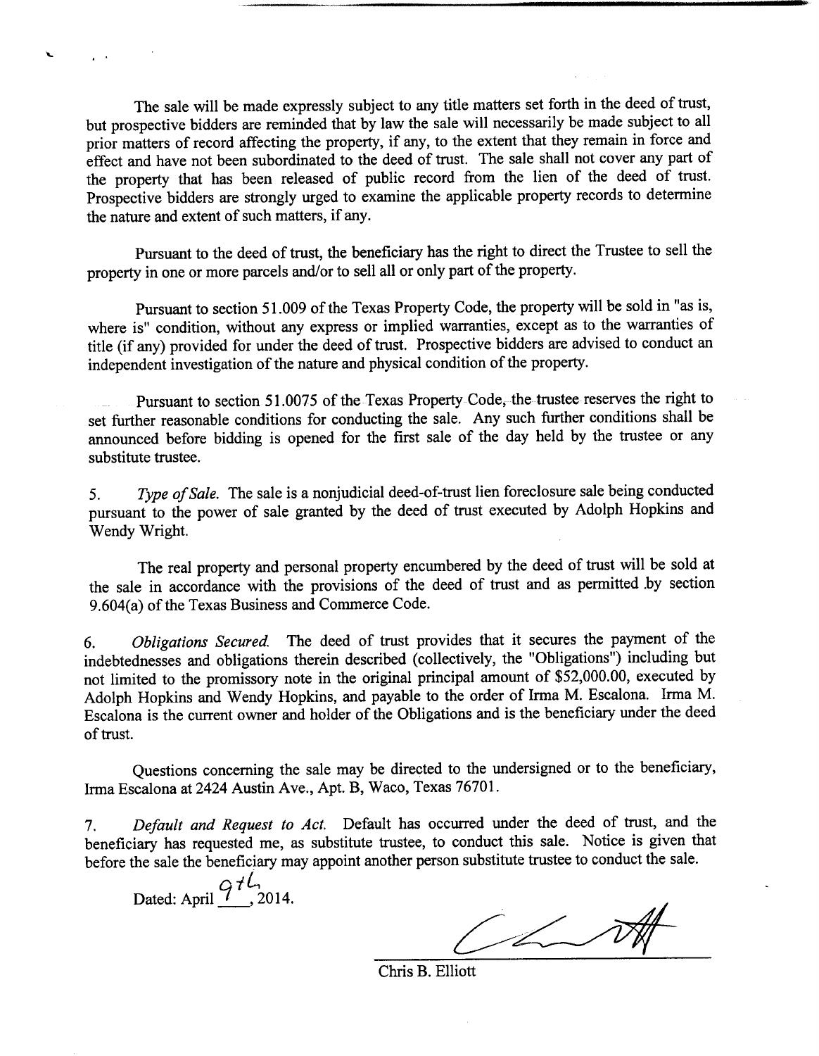The sale will be made expressly subject to any title matters set forth in the deed of trust, but prospective bidders are reminded that by law the sale will necessarily be made subject to all prior matters of record affecting the property, if any, to the extent that they remain in force and effect and have not been subordinated to the deed of trust. The sale shall not cover any part of the property that has been released of public record from the lien of the deed of trust. Prospective bidders are strongly urged to examine the applicable property records to determine the nature and extent of such matters, if any.

Pursuant to the deed of trust, the beneficiary has the right to direct the Trustee to sell the property in one or more parcels and/or to sell all or only part of the property.

Pursuant to section 51.009 of the Texas Property Code, the property will be sold in "as is, where is" condition, without any express or implied warranties, except as to the warranties of title (if any) provided for under the deed of trust. Prospective bidders are advised to conduct an independent investigation of the nature and physical condition of the property.

Pursuant to section 51.0075 of the Texas Property Code, the trustee reserves the right to set further reasonable conditions for conducting the sale. Any such further conditions shall be announced before bidding is opened for the first sale of the day held by the trustee or any substitute trustee.

5. *Type of Sale.* The sale is a nonjudicial deed-of-trust lien foreclosure sale being conducted pursuant to the power of sale granted by the deed of trust executed by Adolph Hopkins and Wendy Wright.

The real property and personal property encumbered by the deed of trust will be sold at the sale in accordance with the provisions of the deed of trust and as permitted by section 9.604(a) of the Texas Business and Commerce Code.

6. *Obligations Secured.* The deed of trust provides that it secures the payment of the indebtednesses and obligations therein described (collectively, the "Obligations") including but not limited to the promissory note in the original principal amount of $52,000.00, executed by Adolph Hopkins and Wendy Hopkins, and payable to the order of Irma M. Escalona. Irma M. Escalona is the current owner and holder of the Obligations and is the beneficiary under the deed of trust.

Questions concerning the sale may be directed to the undersigned or to the beneficiary, Irma Escalona at 2424 Austin Ave., Apt. B, Waco, Texas 76701.

7. *Default and Request to Act.* Default has occurred under the deed of trust, and the beneficiary has requested me, as substitute trustee, to conduct this sale. Notice is given that before the sale the beneficiary may appoint another person substitute trustee to conduct the sale.

Dated: April 9th, 2014.

Chris B. Elliott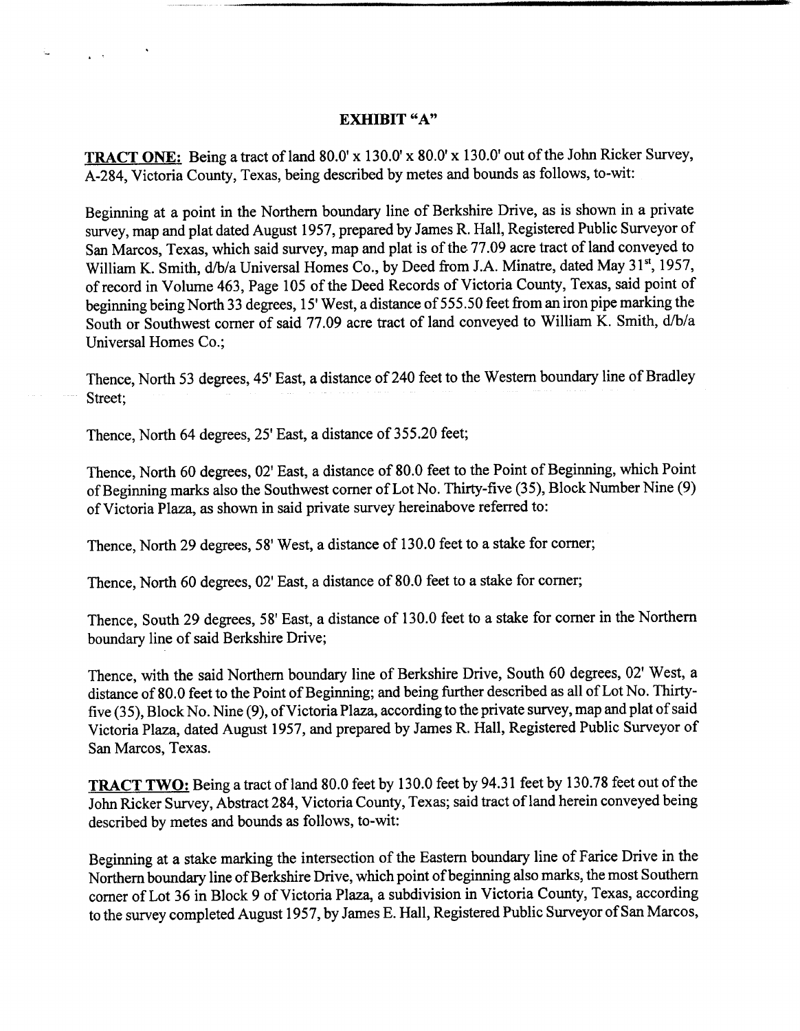**EXHIBIT "A"**

**<u>TRACT ONE:</u>** Being a tract of land 80.0' x 130.0' x 80.0' x 130.0' out of the John Ricker Survey, A-284, Victoria County, Texas, being described by metes and bounds as follows, to-wit:

Beginning at a point in the Northern boundary line of Berkshire Drive, as is shown in a private survey, map and plat dated August 1957, prepared by James R. Hall, Registered Public Surveyor of San Marcos, Texas, which said survey, map and plat is of the 77.09 acre tract of land conveyed to William K. Smith, d/b/a Universal Homes Co., by Deed from J.A. Minatre, dated May 31st, 1957, of record in Volume 463, Page 105 of the Deed Records of Victoria County, Texas, said point of beginning being North 33 degrees, 15' West, a distance of 555.50 feet from an iron pipe marking the South or Southwest corner of said 77.09 acre tract of land conveyed to William K. Smith, d/b/a Universal Homes Co.;

Thence, North 53 degrees, 45' East, a distance of 240 feet to the Western boundary line of Bradley Street;

Thence, North 64 degrees, 25' East, a distance of 355.20 feet;

Thence, North 60 degrees, 02' East, a distance of 80.0 feet to the Point of Beginning, which Point of Beginning marks also the Southwest corner of Lot No. Thirty-five (35), Block Number Nine (9) of Victoria Plaza, as shown in said private survey hereinabove referred to:

Thence, North 29 degrees, 58' West, a distance of 130.0 feet to a stake for corner;

Thence, North 60 degrees, 02' East, a distance of 80.0 feet to a stake for corner;

Thence, South 29 degrees, 58' East, a distance of 130.0 feet to a stake for corner in the Northern boundary line of said Berkshire Drive;

Thence, with the said Northern boundary line of Berkshire Drive, South 60 degrees, 02' West, a distance of 80.0 feet to the Point of Beginning; and being further described as all of Lot No. Thirty-five (35), Block No. Nine (9), of Victoria Plaza, according to the private survey, map and plat of said Victoria Plaza, dated August 1957, and prepared by James R. Hall, Registered Public Surveyor of San Marcos, Texas.

**<u>TRACT TWO:</u>** Being a tract of land 80.0 feet by 130.0 feet by 94.31 feet by 130.78 feet out of the John Ricker Survey, Abstract 284, Victoria County, Texas; said tract of land herein conveyed being described by metes and bounds as follows, to-wit:

Beginning at a stake marking the intersection of the Eastern boundary line of Farice Drive in the Northern boundary line of Berkshire Drive, which point of beginning also marks, the most Southern corner of Lot 36 in Block 9 of Victoria Plaza, a subdivision in Victoria County, Texas, according to the survey completed August 1957, by James E. Hall, Registered Public Surveyor of San Marcos,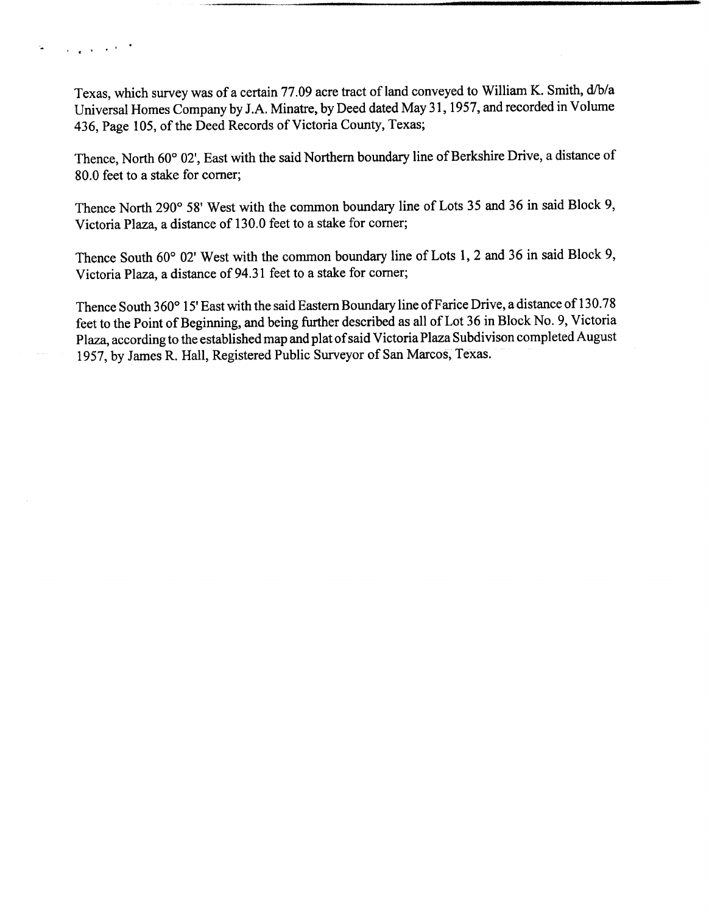Texas, which survey was of a certain 77.09 acre tract of land conveyed to William K. Smith, d/b/a Universal Homes Company by J.A. Minatre, by Deed dated May 31, 1957, and recorded in Volume 436, Page 105, of the Deed Records of Victoria County, Texas;

Thence, North 60° 02', East with the said Northern boundary line of Berkshire Drive, a distance of 80.0 feet to a stake for corner;

Thence North 290° 58' West with the common boundary line of Lots 35 and 36 in said Block 9, Victoria Plaza, a distance of 130.0 feet to a stake for corner;

Thence South 60° 02' West with the common boundary line of Lots 1, 2 and 36 in said Block 9, Victoria Plaza, a distance of 94.31 feet to a stake for corner;

Thence South 360° 15' East with the said Eastern Boundary line of Farice Drive, a distance of 130.78 feet to the Point of Beginning, and being further described as all of Lot 36 in Block No. 9, Victoria Plaza, according to the established map and plat of said Victoria Plaza Subdivison completed August 1957, by James R. Hall, Registered Public Surveyor of San Marcos, Texas.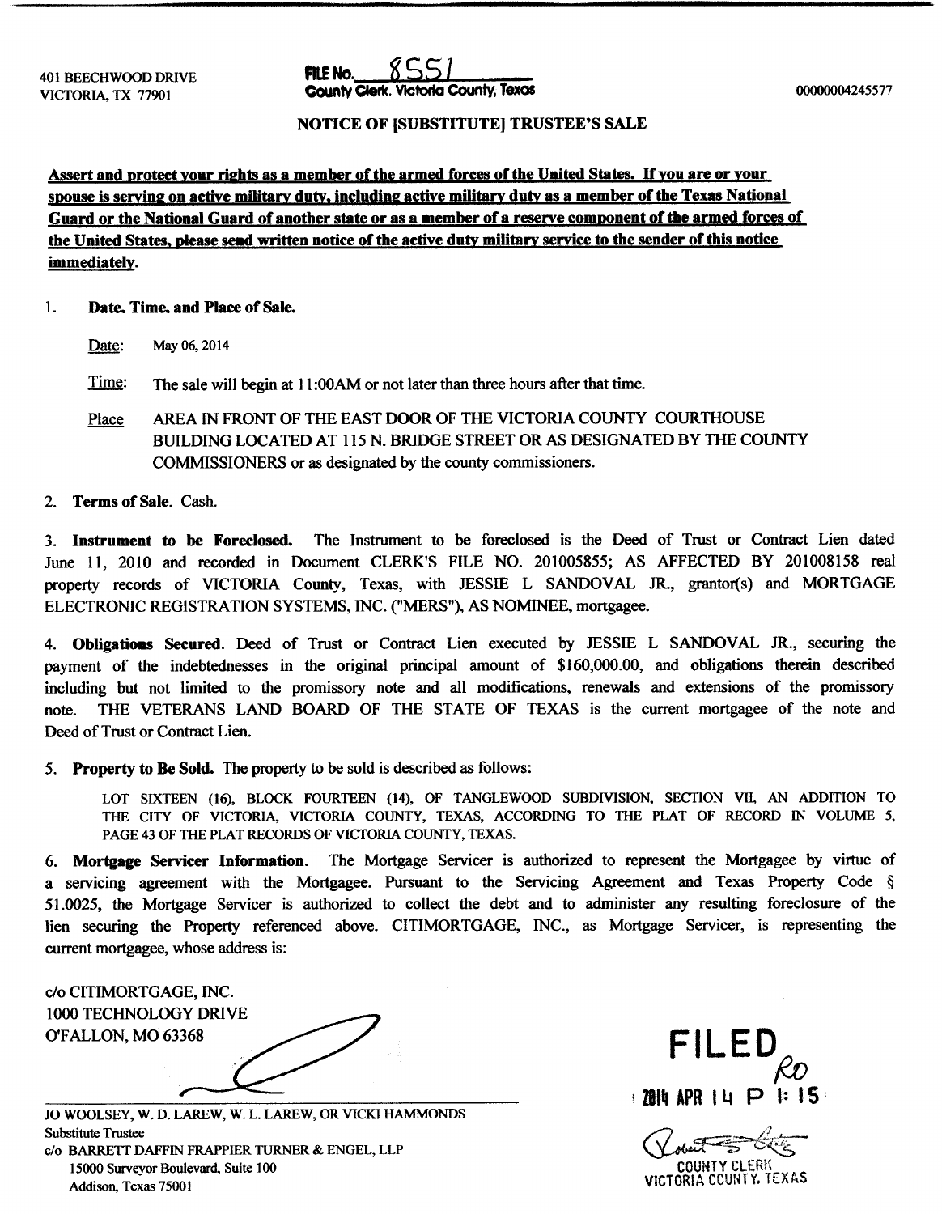401 BEECHWOOD DRIVE
VICTORIA, TX 77901

**FILE No.** 8551
**County Clerk, Victoria County, Texas**

00000004245577

## NOTICE OF [SUBSTITUTE] TRUSTEE'S SALE

**Assert and protect your rights as a member of the armed forces of the United States. If you are or your spouse is serving on active military duty, including active military duty as a member of the Texas National Guard or the National Guard of another state or as a member of a reserve component of the armed forces of the United States, please send written notice of the active duty military service to the sender of this notice immediately.**

1. **Date, Time, and Place of Sale.**

   Date: May 06, 2014

   Time: The sale will begin at 11:00AM or not later than three hours after that time.

   Place AREA IN FRONT OF THE EAST DOOR OF THE VICTORIA COUNTY COURTHOUSE BUILDING LOCATED AT 115 N. BRIDGE STREET OR AS DESIGNATED BY THE COUNTY COMMISSIONERS or as designated by the county commissioners.

2. **Terms of Sale**. Cash.

3. **Instrument to be Foreclosed.** The Instrument to be foreclosed is the Deed of Trust or Contract Lien dated June 11, 2010 and recorded in Document CLERK'S FILE NO. 201005855; AS AFFECTED BY 201008158 real property records of VICTORIA County, Texas, with JESSIE L SANDOVAL JR., grantor(s) and MORTGAGE ELECTRONIC REGISTRATION SYSTEMS, INC. ("MERS"), AS NOMINEE, mortgagee.

4. **Obligations Secured**. Deed of Trust or Contract Lien executed by JESSIE L SANDOVAL JR., securing the payment of the indebtednesses in the original principal amount of $160,000.00, and obligations therein described including but not limited to the promissory note and all modifications, renewals and extensions of the promissory note. THE VETERANS LAND BOARD OF THE STATE OF TEXAS is the current mortgagee of the note and Deed of Trust or Contract Lien.

5. **Property to Be Sold.** The property to be sold is described as follows:

   LOT SIXTEEN (16), BLOCK FOURTEEN (14), OF TANGLEWOOD SUBDIVISION, SECTION VII, AN ADDITION TO THE CITY OF VICTORIA, VICTORIA COUNTY, TEXAS, ACCORDING TO THE PLAT OF RECORD IN VOLUME 5, PAGE 43 OF THE PLAT RECORDS OF VICTORIA COUNTY, TEXAS.

6. **Mortgage Servicer Information.** The Mortgage Servicer is authorized to represent the Mortgagee by virtue of a servicing agreement with the Mortgagee. Pursuant to the Servicing Agreement and Texas Property Code § 51.0025, the Mortgage Servicer is authorized to collect the debt and to administer any resulting foreclosure of the lien securing the Property referenced above. CITIMORTGAGE, INC., as Mortgage Servicer, is representing the current mortgagee, whose address is:

c/o CITIMORTGAGE, INC.
1000 TECHNOLOGY DRIVE
O'FALLON, MO 63368

JO WOOLSEY, W. D. LAREW, W. L. LAREW, OR VICKI HAMMONDS
Substitute Trustee
c/o BARRETT DAFFIN FRAPPIER TURNER & ENGEL, LLP
15000 Surveyor Boulevard, Suite 100
Addison, Texas 75001

**FILED**
RO
2014 APR 14 P 1:15

COUNTY CLERK
VICTORIA COUNTY, TEXAS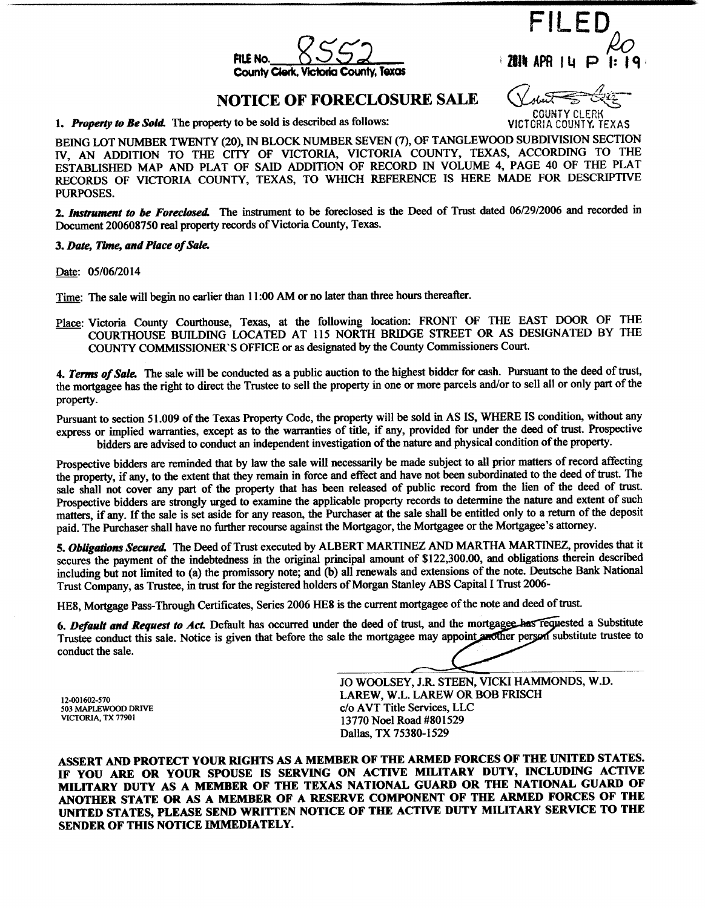FILE No. 8552
County Clerk, Victoria County, Texas

FILED
2014 APR 14 P 1:19

COUNTY CLERK
VICTORIA COUNTY, TEXAS

# NOTICE OF FORECLOSURE SALE

1. ***Property to Be Sold.*** The property to be sold is described as follows:

BEING LOT NUMBER TWENTY (20), IN BLOCK NUMBER SEVEN (7), OF TANGLEWOOD SUBDIVISION SECTION IV, AN ADDITION TO THE CITY OF VICTORIA, VICTORIA COUNTY, TEXAS, ACCORDING TO THE ESTABLISHED MAP AND PLAT OF SAID ADDITION OF RECORD IN VOLUME 4, PAGE 40 OF THE PLAT RECORDS OF VICTORIA COUNTY, TEXAS, TO WHICH REFERENCE IS HERE MADE FOR DESCRIPTIVE PURPOSES.

2. ***Instrument to be Foreclosed.*** The instrument to be foreclosed is the Deed of Trust dated 06/29/2006 and recorded in Document 200608750 real property records of Victoria County, Texas.

3. ***Date, Time, and Place of Sale.***

Date: 05/06/2014

Time: The sale will begin no earlier than 11:00 AM or no later than three hours thereafter.

Place: Victoria County Courthouse, Texas, at the following location: FRONT OF THE EAST DOOR OF THE COURTHOUSE BUILDING LOCATED AT 115 NORTH BRIDGE STREET OR AS DESIGNATED BY THE COUNTY COMMISSIONER'S OFFICE or as designated by the County Commissioners Court.

4. ***Terms of Sale.*** The sale will be conducted as a public auction to the highest bidder for cash. Pursuant to the deed of trust, the mortgagee has the right to direct the Trustee to sell the property in one or more parcels and/or to sell all or only part of the property.

Pursuant to section 51.009 of the Texas Property Code, the property will be sold in AS IS, WHERE IS condition, without any express or implied warranties, except as to the warranties of title, if any, provided for under the deed of trust. Prospective bidders are advised to conduct an independent investigation of the nature and physical condition of the property.

Prospective bidders are reminded that by law the sale will necessarily be made subject to all prior matters of record affecting the property, if any, to the extent that they remain in force and effect and have not been subordinated to the deed of trust. The sale shall not cover any part of the property that has been released of public record from the lien of the deed of trust. Prospective bidders are strongly urged to examine the applicable property records to determine the nature and extent of such matters, if any. If the sale is set aside for any reason, the Purchaser at the sale shall be entitled only to a return of the deposit paid. The Purchaser shall have no further recourse against the Mortgagor, the Mortgagee or the Mortgagee's attorney.

5. ***Obligations Secured.*** The Deed of Trust executed by ALBERT MARTINEZ AND MARTHA MARTINEZ, provides that it secures the payment of the indebtedness in the original principal amount of $122,300.00, and obligations therein described including but not limited to (a) the promissory note; and (b) all renewals and extensions of the note. Deutsche Bank National Trust Company, as Trustee, in trust for the registered holders of Morgan Stanley ABS Capital I Trust 2006-HE8, Mortgage Pass-Through Certificates, Series 2006 HE8 is the current mortgagee of the note and deed of trust.

6. ***Default and Request to Act.*** Default has occurred under the deed of trust, and the mortgagee has requested a Substitute Trustee conduct this sale. Notice is given that before the sale the mortgagee may appoint another person substitute trustee to conduct the sale.

12-001602-570
503 MAPLEWOOD DRIVE
VICTORIA, TX 77901

JO WOOLSEY, J.R. STEEN, VICKI HAMMONDS, W.D. LAREW, W.L. LAREW OR BOB FRISCH
c/o AVT Title Services, LLC
13770 Noel Road #801529
Dallas, TX 75380-1529

**ASSERT AND PROTECT YOUR RIGHTS AS A MEMBER OF THE ARMED FORCES OF THE UNITED STATES. IF YOU ARE OR YOUR SPOUSE IS SERVING ON ACTIVE MILITARY DUTY, INCLUDING ACTIVE MILITARY DUTY AS A MEMBER OF THE TEXAS NATIONAL GUARD OR THE NATIONAL GUARD OF ANOTHER STATE OR AS A MEMBER OF A RESERVE COMPONENT OF THE ARMED FORCES OF THE UNITED STATES, PLEASE SEND WRITTEN NOTICE OF THE ACTIVE DUTY MILITARY SERVICE TO THE SENDER OF THIS NOTICE IMMEDIATELY.**